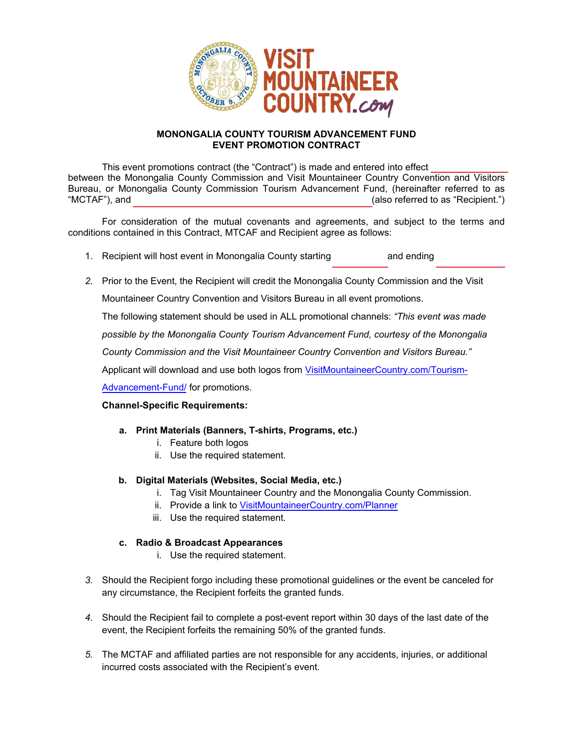# MONONGALIA COUNTY TOURISM ADVANCEMENT FUND
# EVENT PROMOTION CONTRACT

This event promotions contract (the "Contract") is made and entered into effect \_\_\_\_\_\_\_\_\_\_\_\_\_\_ between the Monongalia County Commission and Visit Mountaineer Country Convention and Visitors Bureau, or Monongalia County Commission Tourism Advancement Fund, (hereinafter referred to as "MCTAF"), and \_\_\_\_\_\_\_\_\_\_\_\_\_\_\_\_\_\_\_\_\_\_\_\_\_\_\_\_\_\_\_\_\_\_\_\_\_\_\_\_\_\_(also referred to as "Recipient.")

For consideration of the mutual covenants and agreements, and subject to the terms and conditions contained in this Contract, MTCAF and Recipient agree as follows:

1. Recipient will host event in Monongalia County starting \_\_\_\_\_\_\_\_\_\_ and ending \_\_\_\_\_\_\_\_\_\_\_\_

2. Prior to the Event, the Recipient will credit the Monongalia County Commission and the Visit Mountaineer Country Convention and Visitors Bureau in all event promotions.

   The following statement should be used in ALL promotional channels: *"This event was made possible by the Monongalia County Tourism Advancement Fund, courtesy of the Monongalia County Commission and the Visit Mountaineer Country Convention and Visitors Bureau."*

   Applicant will download and use both logos from VisitMountaineerCountry.com/Tourism-Advancement-Fund/ for promotions.

   **Channel-Specific Requirements:**

   a. **Print Materials (Banners, T-shirts, Programs, etc.)**
      i. Feature both logos
      ii. Use the required statement.

   b. **Digital Materials (Websites, Social Media, etc.)**
      i. Tag Visit Mountaineer Country and the Monongalia County Commission.
      ii. Provide a link to VisitMountaineerCountry.com/Planner
      iii. Use the required statement.

   c. **Radio & Broadcast Appearances**
      i. Use the required statement.

3. Should the Recipient forgo including these promotional guidelines or the event be canceled for any circumstance, the Recipient forfeits the granted funds.

4. Should the Recipient fail to complete a post-event report within 30 days of the last date of the event, the Recipient forfeits the remaining 50% of the granted funds.

5. The MCTAF and affiliated parties are not responsible for any accidents, injuries, or additional incurred costs associated with the Recipient's event.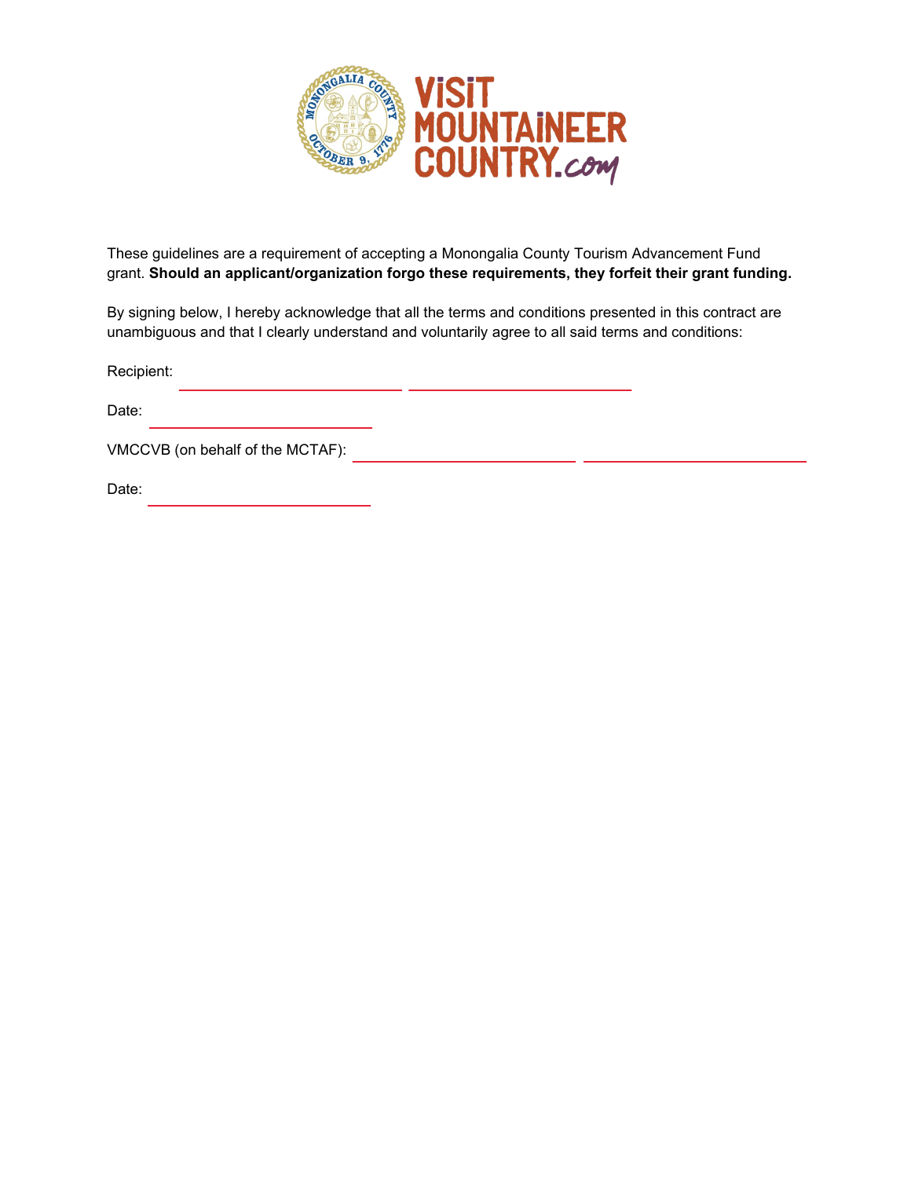These guidelines are a requirement of accepting a Monongalia County Tourism Advancement Fund grant. **Should an applicant/organization forgo these requirements, they forfeit their grant funding.**

By signing below, I hereby acknowledge that all the terms and conditions presented in this contract are unambiguous and that I clearly understand and voluntarily agree to all said terms and conditions:

Recipient: ______________________ ______________________

Date: ______________________

VMCCVB (on behalf of the MCTAF): ______________________ ______________________

Date: ______________________